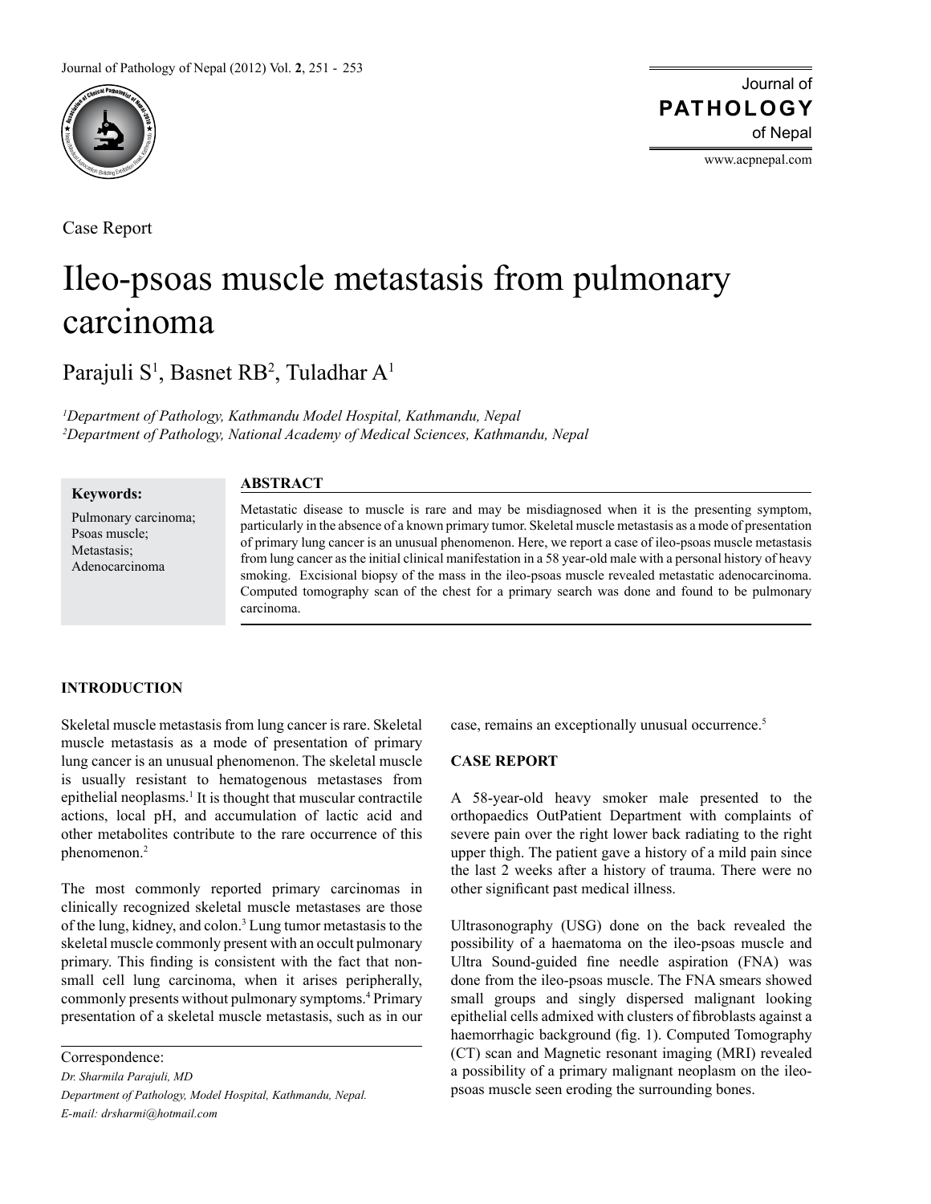Case Report

# Ileo-psoas muscle metastasis from pulmonary carcinoma

Parajuli S[1], Basnet RB[2], Tuladhar A[1]

*[1]Department of Pathology, Kathmandu Model Hospital, Kathmandu, Nepal*
*[2]Department of Pathology, National Academy of Medical Sciences, Kathmandu, Nepal*

**Keywords:**

Pulmonary carcinoma;
Psoas muscle;
Metastasis;
Adenocarcinoma

## ABSTRACT

Metastatic disease to muscle is rare and may be misdiagnosed when it is the presenting symptom, particularly in the absence of a known primary tumor. Skeletal muscle metastasis as a mode of presentation of primary lung cancer is an unusual phenomenon. Here, we report a case of ileo-psoas muscle metastasis from lung cancer as the initial clinical manifestation in a 58 year-old male with a personal history of heavy smoking. Excisional biopsy of the mass in the ileo-psoas muscle revealed metastatic adenocarcinoma. Computed tomography scan of the chest for a primary search was done and found to be pulmonary carcinoma.

## INTRODUCTION

Skeletal muscle metastasis from lung cancer is rare. Skeletal muscle metastasis as a mode of presentation of primary lung cancer is an unusual phenomenon. The skeletal muscle is usually resistant to hematogenous metastases from epithelial neoplasms.[1] It is thought that muscular contractile actions, local pH, and accumulation of lactic acid and other metabolites contribute to the rare occurrence of this phenomenon.[2]

The most commonly reported primary carcinomas in clinically recognized skeletal muscle metastases are those of the lung, kidney, and colon.[3] Lung tumor metastasis to the skeletal muscle commonly present with an occult pulmonary primary. This finding is consistent with the fact that non-small cell lung carcinoma, when it arises peripherally, commonly presents without pulmonary symptoms.[4] Primary presentation of a skeletal muscle metastasis, such as in our case, remains an exceptionally unusual occurrence.[5]

## CASE REPORT

A 58-year-old heavy smoker male presented to the orthopaedics OutPatient Department with complaints of severe pain over the right lower back radiating to the right upper thigh. The patient gave a history of a mild pain since the last 2 weeks after a history of trauma. There were no other significant past medical illness.

Ultrasonography (USG) done on the back revealed the possibility of a haematoma on the ileo-psoas muscle and Ultra Sound-guided fine needle aspiration (FNA) was done from the ileo-psoas muscle. The FNA smears showed small groups and singly dispersed malignant looking epithelial cells admixed with clusters of fibroblasts against a haemorrhagic background (fig. 1). Computed Tomography (CT) scan and Magnetic resonant imaging (MRI) revealed a possibility of a primary malignant neoplasm on the ileo-psoas muscle seen eroding the surrounding bones.

Correspondence:
*Dr. Sharmila Parajuli, MD*
*Department of Pathology, Model Hospital, Kathmandu, Nepal.*
*E-mail: drsharmi@hotmail.com*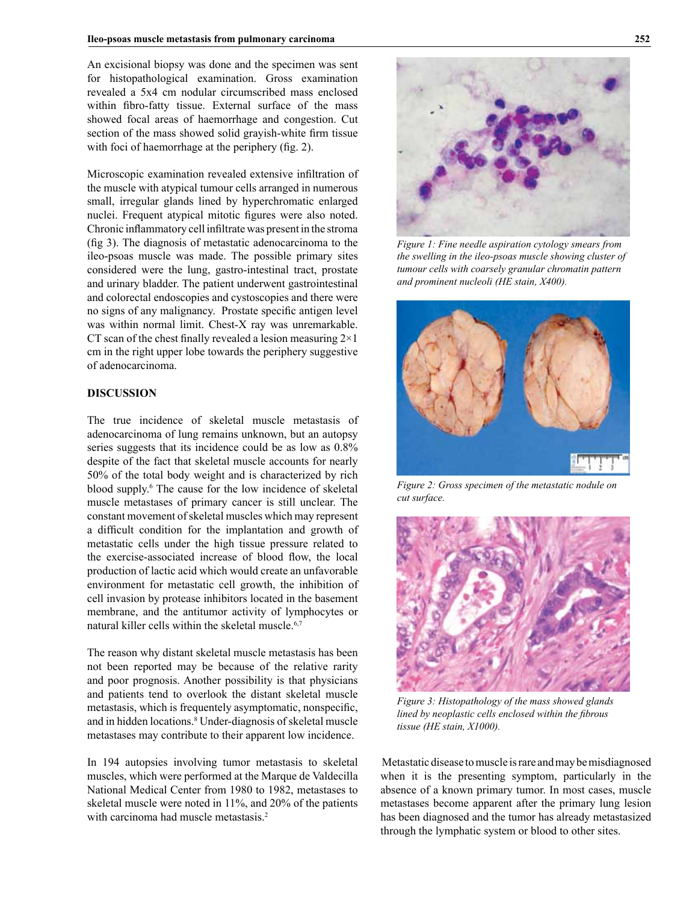An excisional biopsy was done and the specimen was sent for histopathological examination. Gross examination revealed a 5x4 cm nodular circumscribed mass enclosed within fibro-fatty tissue. External surface of the mass showed focal areas of haemorrhage and congestion. Cut section of the mass showed solid grayish-white firm tissue with foci of haemorrhage at the periphery (fig. 2).

Microscopic examination revealed extensive infiltration of the muscle with atypical tumour cells arranged in numerous small, irregular glands lined by hyperchromatic enlarged nuclei. Frequent atypical mitotic figures were also noted. Chronic inflammatory cell infiltrate was present in the stroma (fig 3). The diagnosis of metastatic adenocarcinoma to the ileo-psoas muscle was made. The possible primary sites considered were the lung, gastro-intestinal tract, prostate and urinary bladder. The patient underwent gastrointestinal and colorectal endoscopies and cystoscopies and there were no signs of any malignancy. Prostate specific antigen level was within normal limit. Chest-X ray was unremarkable. CT scan of the chest finally revealed a lesion measuring 2×1 cm in the right upper lobe towards the periphery suggestive of adenocarcinoma.

*Figure 1: Fine needle aspiration cytology smears from the swelling in the ileo-psoas muscle showing cluster of tumour cells with coarsely granular chromatin pattern and prominent nucleoli (HE stain, X400).*

*Figure 2: Gross specimen of the metastatic nodule on cut surface.*

*Figure 3: Histopathology of the mass showed glands lined by neoplastic cells enclosed within the fibrous tissue (HE stain, X1000).*

## DISCUSSION

The true incidence of skeletal muscle metastasis of adenocarcinoma of lung remains unknown, but an autopsy series suggests that its incidence could be as low as 0.8% despite of the fact that skeletal muscle accounts for nearly 50% of the total body weight and is characterized by rich blood supply.[6] The cause for the low incidence of skeletal muscle metastases of primary cancer is still unclear. The constant movement of skeletal muscles which may represent a difficult condition for the implantation and growth of metastatic cells under the high tissue pressure related to the exercise-associated increase of blood flow, the local production of lactic acid which would create an unfavorable environment for metastatic cell growth, the inhibition of cell invasion by protease inhibitors located in the basement membrane, and the antitumor activity of lymphocytes or natural killer cells within the skeletal muscle.[6,7]

The reason why distant skeletal muscle metastasis has been not been reported may be because of the relative rarity and poor prognosis. Another possibility is that physicians and patients tend to overlook the distant skeletal muscle metastasis, which is frequently asymptomatic, nonspecific, and in hidden locations.[8] Under-diagnosis of skeletal muscle metastases may contribute to their apparent low incidence.

In 194 autopsies involving tumor metastasis to skeletal muscles, which were performed at the Marque de Valdecilla National Medical Center from 1980 to 1982, metastases to skeletal muscle were noted in 11%, and 20% of the patients with carcinoma had muscle metastasis.[2]

Metastatic disease to muscle is rare and may be misdiagnosed when it is the presenting symptom, particularly in the absence of a known primary tumor. In most cases, muscle metastases become apparent after the primary lung lesion has been diagnosed and the tumor has already metastasized through the lymphatic system or blood to other sites.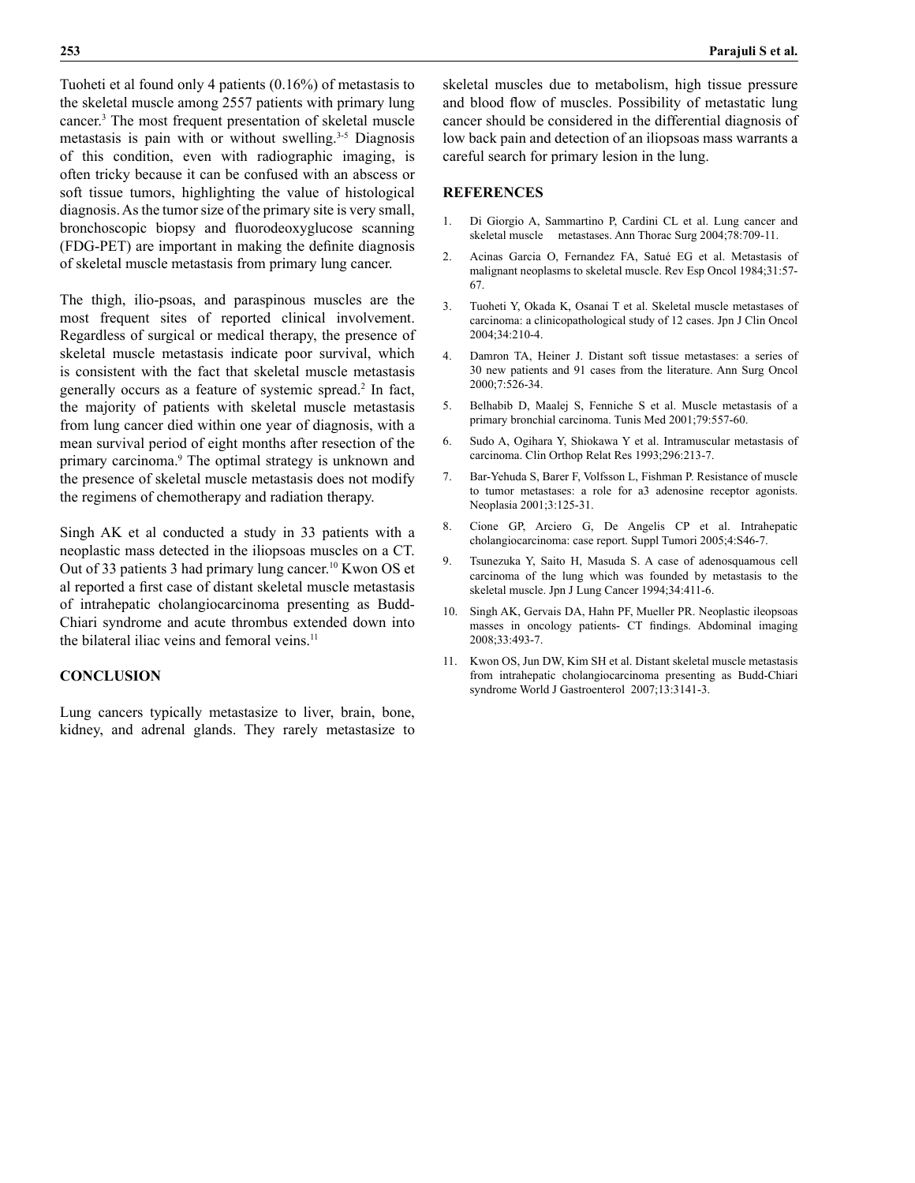Tuoheti et al found only 4 patients (0.16%) of metastasis to the skeletal muscle among 2557 patients with primary lung cancer.[3] The most frequent presentation of skeletal muscle metastasis is pain with or without swelling.[3-5] Diagnosis of this condition, even with radiographic imaging, is often tricky because it can be confused with an abscess or soft tissue tumors, highlighting the value of histological diagnosis. As the tumor size of the primary site is very small, bronchoscopic biopsy and fluorodeoxyglucose scanning (FDG-PET) are important in making the definite diagnosis of skeletal muscle metastasis from primary lung cancer.

The thigh, ilio-psoas, and paraspinous muscles are the most frequent sites of reported clinical involvement. Regardless of surgical or medical therapy, the presence of skeletal muscle metastasis indicate poor survival, which is consistent with the fact that skeletal muscle metastasis generally occurs as a feature of systemic spread.[2] In fact, the majority of patients with skeletal muscle metastasis from lung cancer died within one year of diagnosis, with a mean survival period of eight months after resection of the primary carcinoma.[9] The optimal strategy is unknown and the presence of skeletal muscle metastasis does not modify the regimens of chemotherapy and radiation therapy.

Singh AK et al conducted a study in 33 patients with a neoplastic mass detected in the iliopsoas muscles on a CT. Out of 33 patients 3 had primary lung cancer.[10] Kwon OS et al reported a first case of distant skeletal muscle metastasis of intrahepatic cholangiocarcinoma presenting as Budd-Chiari syndrome and acute thrombus extended down into the bilateral iliac veins and femoral veins.[11]

## CONCLUSION

Lung cancers typically metastasize to liver, brain, bone, kidney, and adrenal glands. They rarely metastasize to skeletal muscles due to metabolism, high tissue pressure and blood flow of muscles. Possibility of metastatic lung cancer should be considered in the differential diagnosis of low back pain and detection of an iliopsoas mass warrants a careful search for primary lesion in the lung.

## REFERENCES

1. Di Giorgio A, Sammartino P, Cardini CL et al. Lung cancer and skeletal muscle metastases. Ann Thorac Surg 2004;78:709-11.
2. Acinas Garcia O, Fernandez FA, Satué EG et al. Metastasis of malignant neoplasms to skeletal muscle. Rev Esp Oncol 1984;31:57-67.
3. Tuoheti Y, Okada K, Osanai T et al. Skeletal muscle metastases of carcinoma: a clinicopathological study of 12 cases. Jpn J Clin Oncol 2004;34:210-4.
4. Damron TA, Heiner J. Distant soft tissue metastases: a series of 30 new patients and 91 cases from the literature. Ann Surg Oncol 2000;7:526-34.
5. Belhabib D, Maalej S, Fenniche S et al. Muscle metastasis of a primary bronchial carcinoma. Tunis Med 2001;79:557-60.
6. Sudo A, Ogihara Y, Shiokawa Y et al. Intramuscular metastasis of carcinoma. Clin Orthop Relat Res 1993;296:213-7.
7. Bar-Yehuda S, Barer F, Volfsson L, Fishman P. Resistance of muscle to tumor metastases: a role for a3 adenosine receptor agonists. Neoplasia 2001;3:125-31.
8. Cione GP, Arciero G, De Angelis CP et al. Intrahepatic cholangiocarcinoma: case report. Suppl Tumori 2005;4:S46-7.
9. Tsunezuka Y, Saito H, Masuda S. A case of adenosquamous cell carcinoma of the lung which was founded by metastasis to the skeletal muscle. Jpn J Lung Cancer 1994;34:411-6.
10. Singh AK, Gervais DA, Hahn PF, Mueller PR. Neoplastic ileopsoas masses in oncology patients- CT findings. Abdominal imaging 2008;33:493-7.
11. Kwon OS, Jun DW, Kim SH et al. Distant skeletal muscle metastasis from intrahepatic cholangiocarcinoma presenting as Budd-Chiari syndrome World J Gastroenterol 2007;13:3141-3.